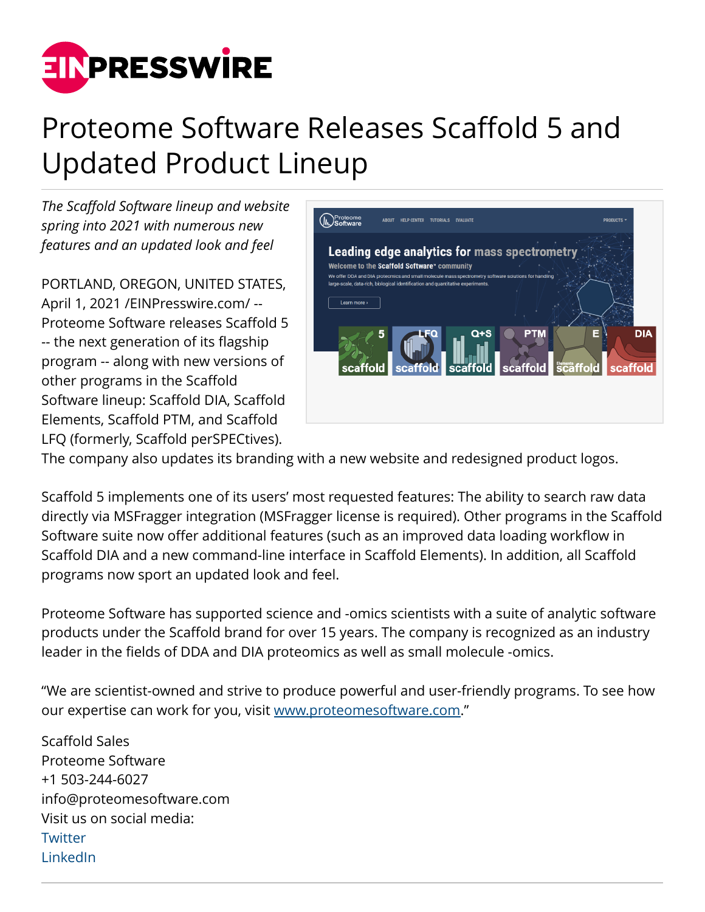# Proteome Software Releases Scaffold 5 and Updated Product Lineup

*The Scaffold Software lineup and website spring into 2021 with numerous new features and an updated look and feel*

PORTLAND, OREGON, UNITED STATES, April 1, 2021 /EINPresswire.com/ -- Proteome Software releases Scaffold 5 -- the next generation of its flagship program -- along with new versions of other programs in the Scaffold Software lineup: Scaffold DIA, Scaffold Elements, Scaffold PTM, and Scaffold LFQ (formerly, Scaffold perSPECtives). The company also updates its branding with a new website and redesigned product logos.

Scaffold 5 implements one of its users' most requested features: The ability to search raw data directly via MSFragger integration (MSFragger license is required). Other programs in the Scaffold Software suite now offer additional features (such as an improved data loading workflow in Scaffold DIA and a new command-line interface in Scaffold Elements). In addition, all Scaffold programs now sport an updated look and feel.

Proteome Software has supported science and -omics scientists with a suite of analytic software products under the Scaffold brand for over 15 years. The company is recognized as an industry leader in the fields of DDA and DIA proteomics as well as small molecule -omics.

"We are scientist-owned and strive to produce powerful and user-friendly programs. To see how our expertise can work for you, visit www.proteomesoftware.com."

Scaffold Sales
Proteome Software
+1 503-244-6027
info@proteomesoftware.com
Visit us on social media:
Twitter
LinkedIn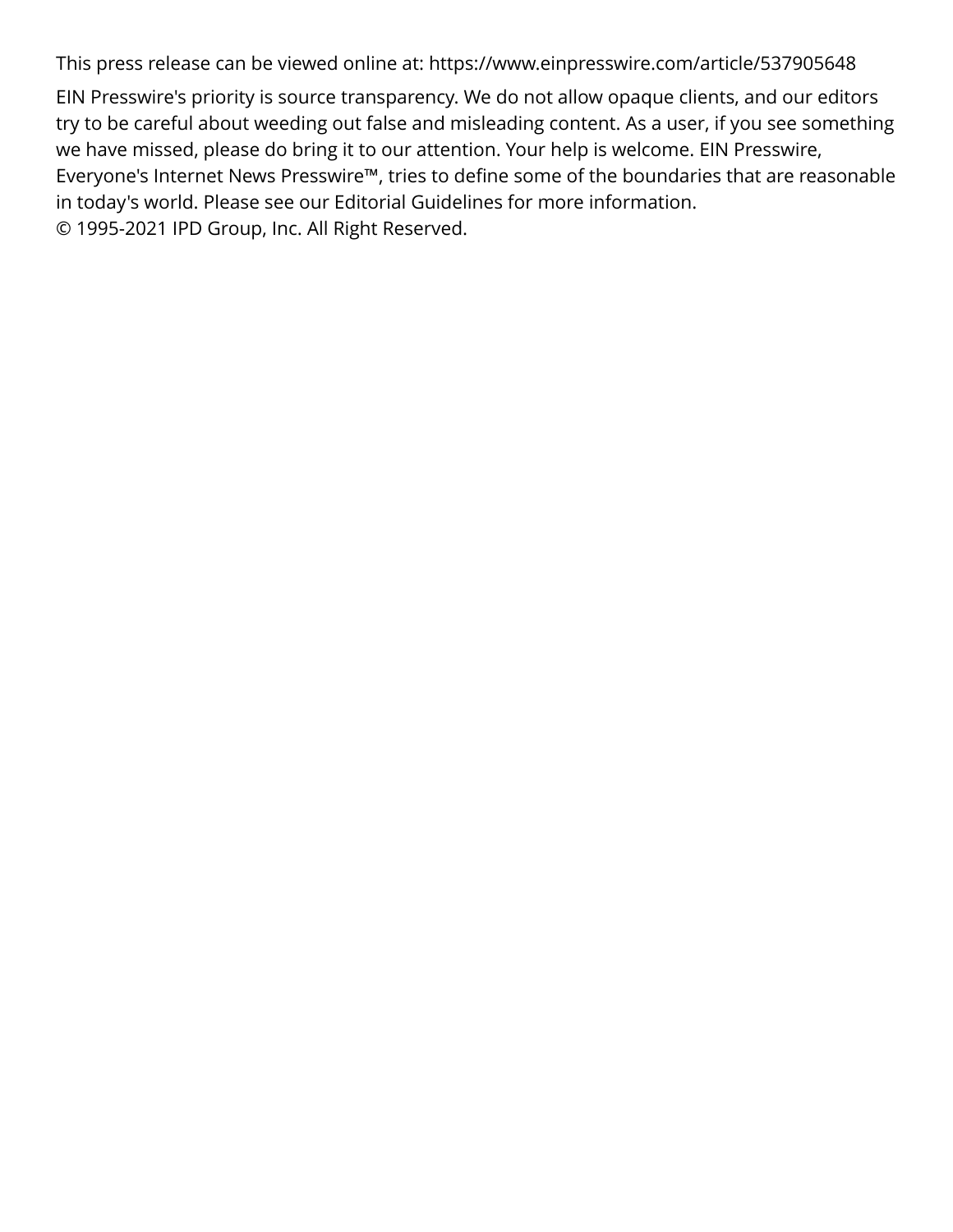This press release can be viewed online at: https://www.einpresswire.com/article/537905648

EIN Presswire's priority is source transparency. We do not allow opaque clients, and our editors try to be careful about weeding out false and misleading content. As a user, if you see something we have missed, please do bring it to our attention. Your help is welcome. EIN Presswire, Everyone's Internet News Presswire™, tries to define some of the boundaries that are reasonable in today's world. Please see our Editorial Guidelines for more information.
© 1995-2021 IPD Group, Inc. All Right Reserved.